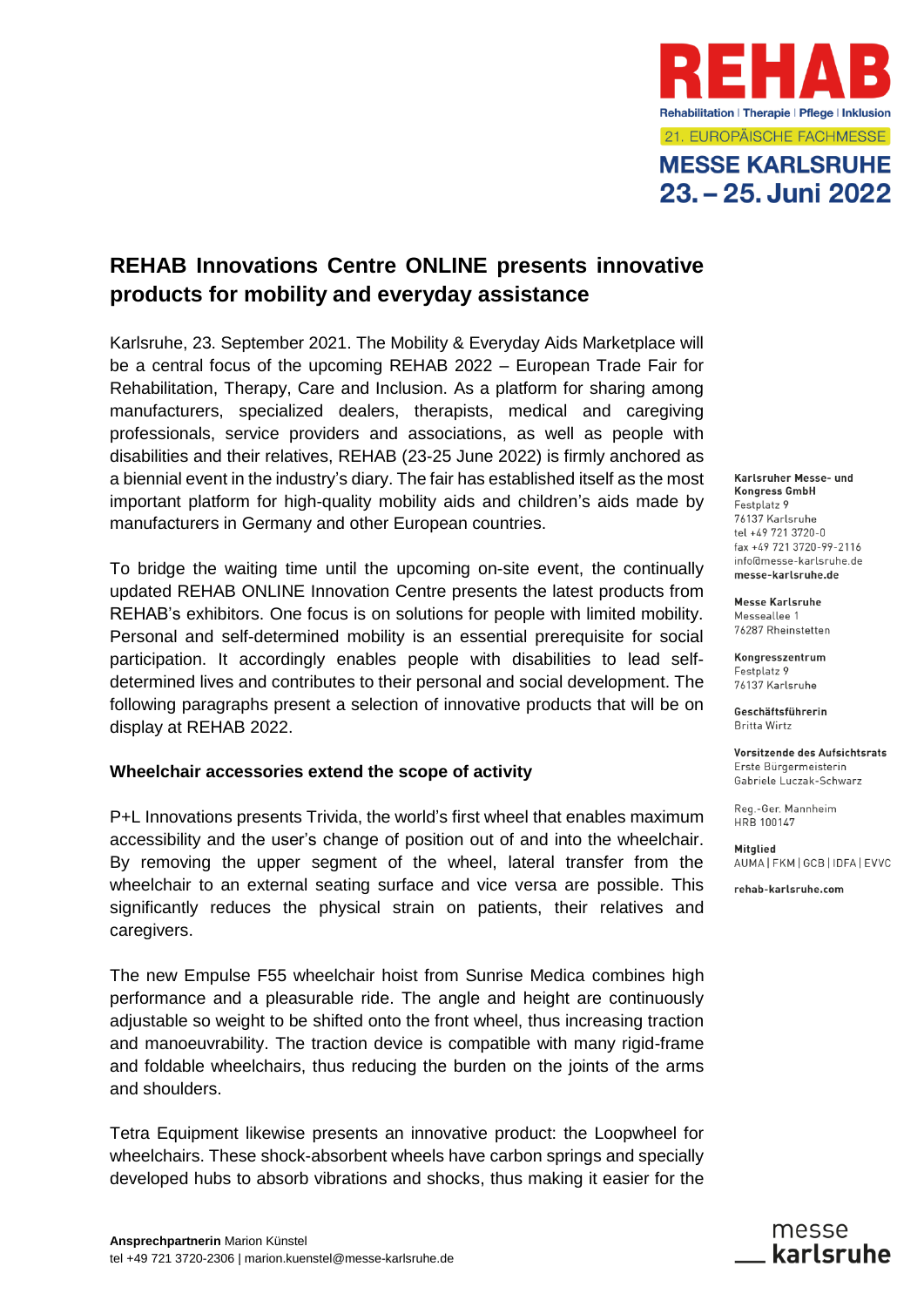REHAB

Rehabilitation | Therapie | Pflege | Inklusion

21. EUROPÄISCHE FACHMESSE

MESSE KARLSRUHE
23. – 25. Juni 2022

# REHAB Innovations Centre ONLINE presents innovative products for mobility and everyday assistance

Karlsruhe, 23. September 2021. The Mobility & Everyday Aids Marketplace will be a central focus of the upcoming REHAB 2022 – European Trade Fair for Rehabilitation, Therapy, Care and Inclusion. As a platform for sharing among manufacturers, specialized dealers, therapists, medical and caregiving professionals, service providers and associations, as well as people with disabilities and their relatives, REHAB (23-25 June 2022) is firmly anchored as a biennial event in the industry's diary. The fair has established itself as the most important platform for high-quality mobility aids and children's aids made by manufacturers in Germany and other European countries.

To bridge the waiting time until the upcoming on-site event, the continually updated REHAB ONLINE Innovation Centre presents the latest products from REHAB's exhibitors. One focus is on solutions for people with limited mobility. Personal and self-determined mobility is an essential prerequisite for social participation. It accordingly enables people with disabilities to lead self-determined lives and contributes to their personal and social development. The following paragraphs present a selection of innovative products that will be on display at REHAB 2022.

## Wheelchair accessories extend the scope of activity

P+L Innovations presents Trivida, the world's first wheel that enables maximum accessibility and the user's change of position out of and into the wheelchair. By removing the upper segment of the wheel, lateral transfer from the wheelchair to an external seating surface and vice versa are possible. This significantly reduces the physical strain on patients, their relatives and caregivers.

The new Empulse F55 wheelchair hoist from Sunrise Medica combines high performance and a pleasurable ride. The angle and height are continuously adjustable so weight to be shifted onto the front wheel, thus increasing traction and manoeuvrability. The traction device is compatible with many rigid-frame and foldable wheelchairs, thus reducing the burden on the joints of the arms and shoulders.

Tetra Equipment likewise presents an innovative product: the Loopwheel for wheelchairs. These shock-absorbent wheels have carbon springs and specially developed hubs to absorb vibrations and shocks, thus making it easier for the

**Karlsruher Messe- und Kongress GmbH**
Festplatz 9
76137 Karlsruhe
tel +49 721 3720-0
fax +49 721 3720-99-2116
info@messe-karlsruhe.de
**messe-karlsruhe.de**

**Messe Karlsruhe**
Messeallee 1
76287 Rheinstetten

**Kongresszentrum**
Festplatz 9
76137 Karlsruhe

**Geschäftsführerin**
Britta Wirtz

**Vorsitzende des Aufsichtsrats**
Erste Bürgermeisterin
Gabriele Luczak-Schwarz

Reg.-Ger. Mannheim
HRB 100147

**Mitglied**
AUMA | FKM | GCB | IDFA | EVVC

**rehab-karlsruhe.com**

**Ansprechpartnerin** Marion Künstel
tel +49 721 3720-2306 | marion.kuenstel@messe-karlsruhe.de

messe karlsruhe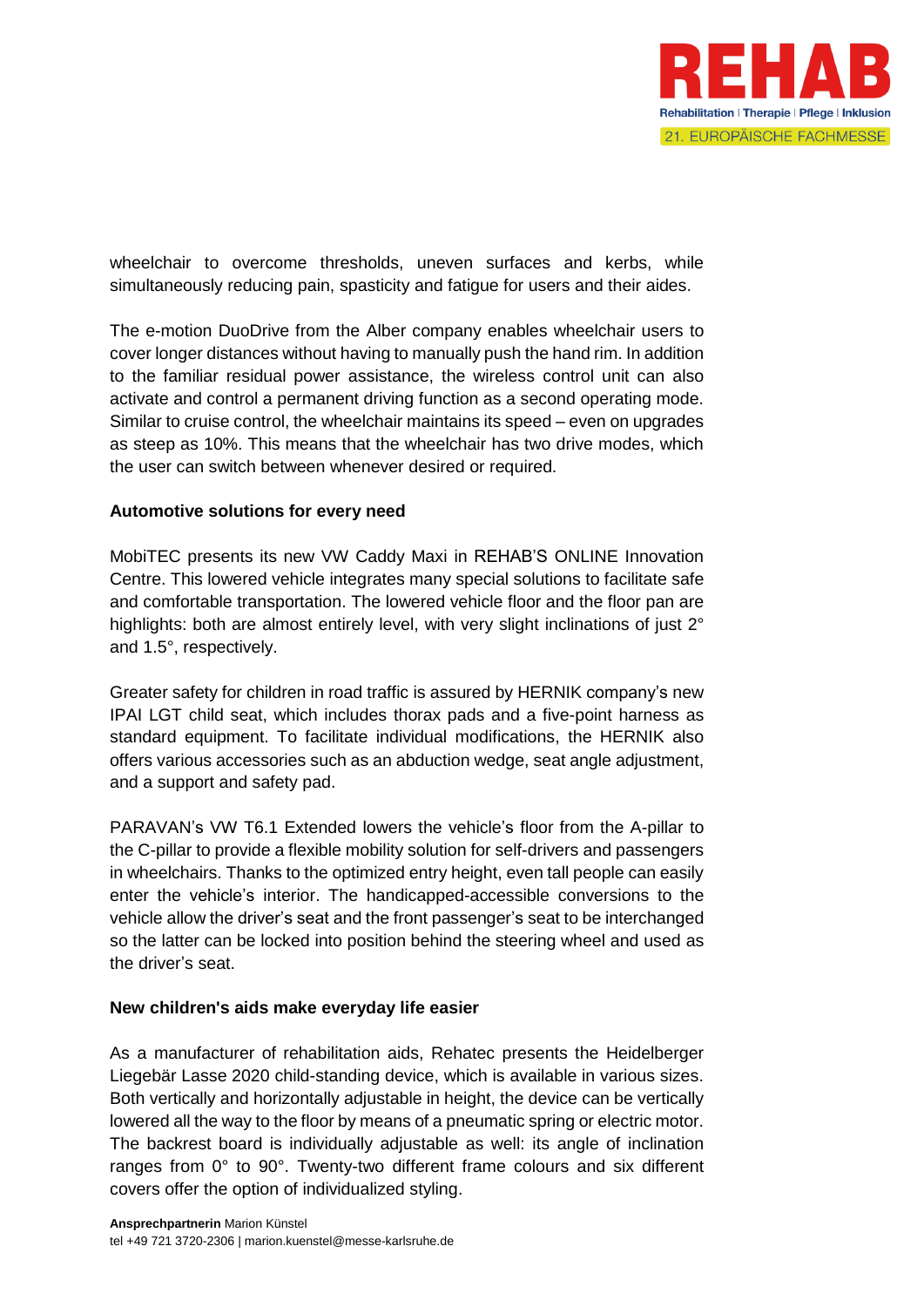wheelchair to overcome thresholds, uneven surfaces and kerbs, while simultaneously reducing pain, spasticity and fatigue for users and their aides.

The e-motion DuoDrive from the Alber company enables wheelchair users to cover longer distances without having to manually push the hand rim. In addition to the familiar residual power assistance, the wireless control unit can also activate and control a permanent driving function as a second operating mode. Similar to cruise control, the wheelchair maintains its speed – even on upgrades as steep as 10%. This means that the wheelchair has two drive modes, which the user can switch between whenever desired or required.

**Automotive solutions for every need**

MobiTEC presents its new VW Caddy Maxi in REHAB'S ONLINE Innovation Centre. This lowered vehicle integrates many special solutions to facilitate safe and comfortable transportation. The lowered vehicle floor and the floor pan are highlights: both are almost entirely level, with very slight inclinations of just 2° and 1.5°, respectively.

Greater safety for children in road traffic is assured by HERNIK company's new IPAI LGT child seat, which includes thorax pads and a five-point harness as standard equipment. To facilitate individual modifications, the HERNIK also offers various accessories such as an abduction wedge, seat angle adjustment, and a support and safety pad.

PARAVAN's VW T6.1 Extended lowers the vehicle's floor from the A-pillar to the C-pillar to provide a flexible mobility solution for self-drivers and passengers in wheelchairs. Thanks to the optimized entry height, even tall people can easily enter the vehicle's interior. The handicapped-accessible conversions to the vehicle allow the driver's seat and the front passenger's seat to be interchanged so the latter can be locked into position behind the steering wheel and used as the driver's seat.

**New children's aids make everyday life easier**

As a manufacturer of rehabilitation aids, Rehatec presents the Heidelberger Liegebär Lasse 2020 child-standing device, which is available in various sizes. Both vertically and horizontally adjustable in height, the device can be vertically lowered all the way to the floor by means of a pneumatic spring or electric motor. The backrest board is individually adjustable as well: its angle of inclination ranges from 0° to 90°. Twenty-two different frame colours and six different covers offer the option of individualized styling.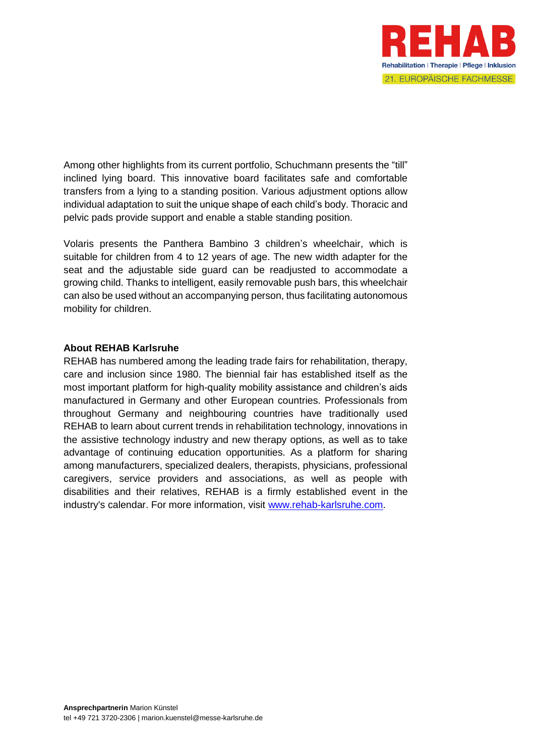Among other highlights from its current portfolio, Schuchmann presents the "till" inclined lying board. This innovative board facilitates safe and comfortable transfers from a lying to a standing position. Various adjustment options allow individual adaptation to suit the unique shape of each child's body. Thoracic and pelvic pads provide support and enable a stable standing position.

Volaris presents the Panthera Bambino 3 children's wheelchair, which is suitable for children from 4 to 12 years of age. The new width adapter for the seat and the adjustable side guard can be readjusted to accommodate a growing child. Thanks to intelligent, easily removable push bars, this wheelchair can also be used without an accompanying person, thus facilitating autonomous mobility for children.

**About REHAB Karlsruhe**

REHAB has numbered among the leading trade fairs for rehabilitation, therapy, care and inclusion since 1980. The biennial fair has established itself as the most important platform for high-quality mobility assistance and children's aids manufactured in Germany and other European countries. Professionals from throughout Germany and neighbouring countries have traditionally used REHAB to learn about current trends in rehabilitation technology, innovations in the assistive technology industry and new therapy options, as well as to take advantage of continuing education opportunities. As a platform for sharing among manufacturers, specialized dealers, therapists, physicians, professional caregivers, service providers and associations, as well as people with disabilities and their relatives, REHAB is a firmly established event in the industry's calendar. For more information, visit www.rehab-karlsruhe.com.

**Ansprechpartnerin** Marion Künstel
tel +49 721 3720-2306 | marion.kuenstel@messe-karlsruhe.de